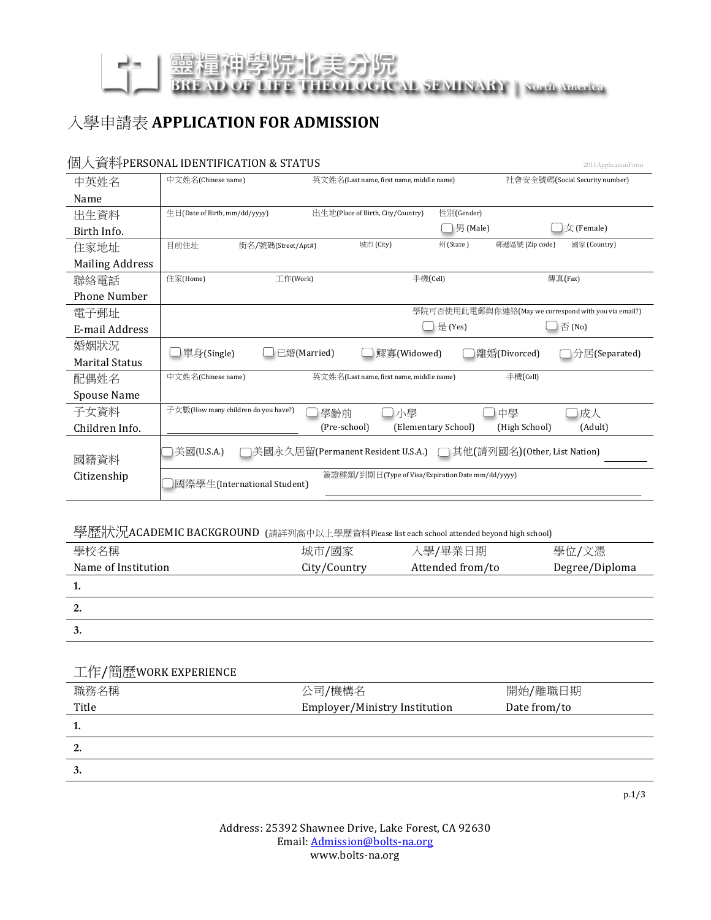# 靈糧神學院北美分院
BREAD OF LIFE THEOLOGICAL SEMINARY | North America

# 入學申請表 APPLICATION FOR ADMISSION

## 個人資料PERSONAL IDENTIFICATION & STATUS

2011ApplicationForm

| | |
|---|---|
| 中英姓名 Name | 中文姓名(Chinese name) 英文姓名(Last name, first name, middle name) 社會安全號碼(Social Security number) |
| 出生資料 Birth Info. | 生日(Date of Birth, mm/dd/yyyy) 出生地(Place of Birth, City/Country) 性別(Gender) ☐ 男 (Male) ☐ 女 (Female) |
| 住家地址 Mailing Address | 目前住址 街名/號碼(Street/Apt#) 城市 (City) 州 (State) 郵遞區號 (Zip code) 國家 (Country) |
| 聯絡電話 Phone Number | 住家(Home) 工作(Work) 手機(Cell) 傳真(Fax) |
| 電子郵址 E-mail Address | 學院可否使用此電郵與你連絡(May we correspond with you via email?) ☐ 是 (Yes) ☐ 否 (No) |
| 婚姻狀況 Marital Status | ☐ 單身(Single) ☐ 已婚(Married) ☐ 鰥寡(Widowed) ☐ 離婚(Divorced) ☐ 分居(Separated) |
| 配偶姓名 Spouse Name | 中文姓名(Chinese name) 英文姓名(Last name, first name, middle name) 手機(Cell) |
| 子女資料 Children Info. | 子女數(How many children do you have?) ______ ☐ 學齡前 (Pre-school) ☐ 小學 (Elementary School) ☐ 中學 (High School) ☐ 成人 (Adult) |
| 國籍資料 Citizenship | ☐ 美國(U.S.A.) ☐ 美國永久居留(Permanent Resident U.S.A.) ☐ 其他(請列國名)(Other, List Nation) ______ |
| | ☐ 國際學生(International Student) 簽證種類/到期日(Type of Visa/Expiration Date mm/dd/yyyy) ______ |

## 學歷狀況ACADEMIC BACKGROUND (請詳列高中以上學歷資料Please list each school attended beyond high school)

| 學校名稱 Name of Institution | 城市/國家 City/Country | 入學/畢業日期 Attended from/to | 學位/文憑 Degree/Diploma |
|---|---|---|---|
| 1. | | | |
| 2. | | | |
| 3. | | | |

## 工作/簡歷WORK EXPERIENCE

| 職務名稱 Title | 公司/機構名 Employer/Ministry Institution | 開始/離職日期 Date from/to |
|---|---|---|
| 1. | | |
| 2. | | |
| 3. | | |

Address: 25392 Shawnee Drive, Lake Forest, CA 92630
Email: Admission@bolts-na.org
www.bolts-na.org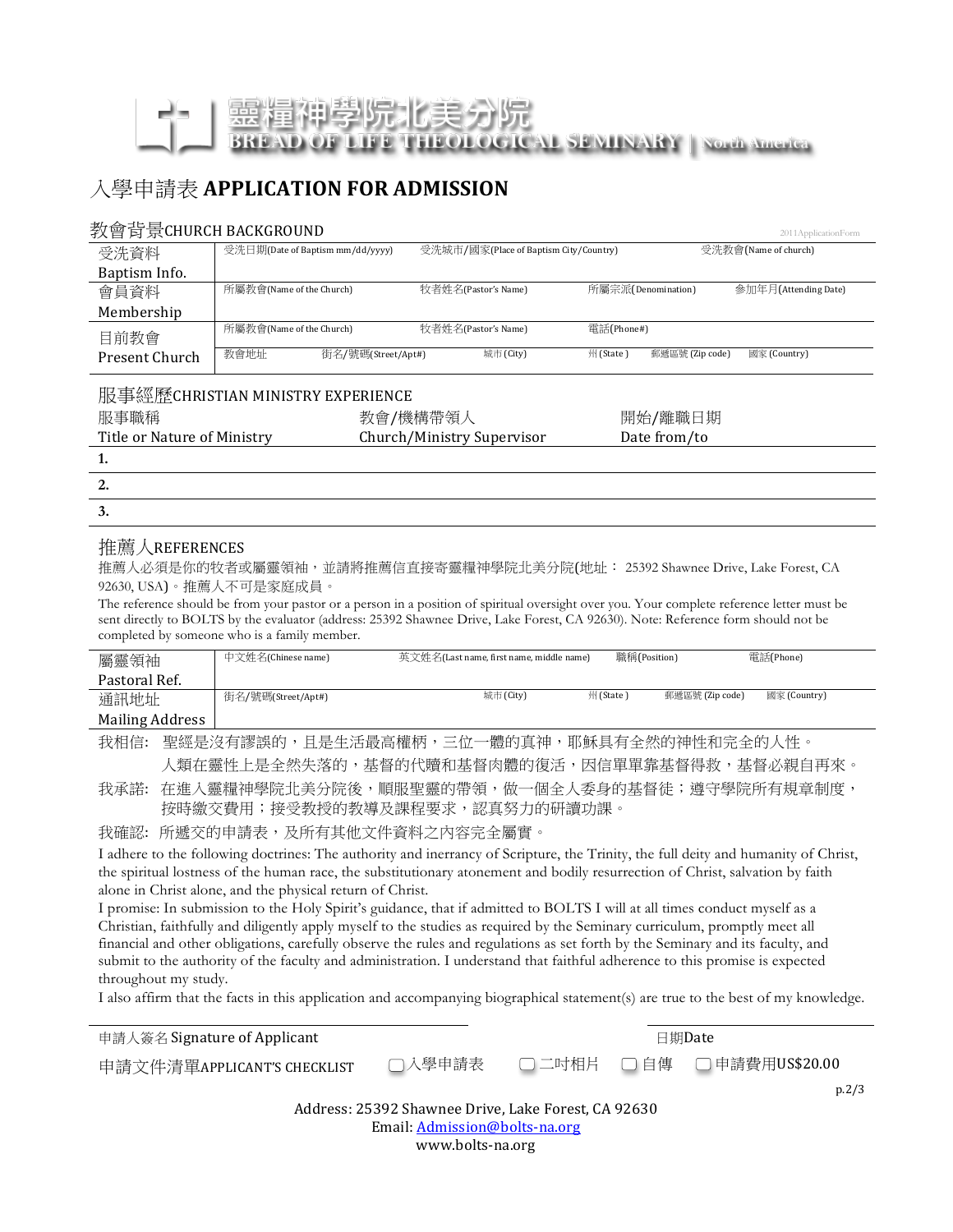靈糧神學院北美分院
BREAD OF LIFE THEOLOGICAL SEMINARY | North America

# 入學申請表 APPLICATION FOR ADMISSION

## 教會背景CHURCH BACKGROUND

2011ApplicationForm

| | | | | |
|---|---|---|---|---|
| 受洗資料 Baptism Info. | 受洗日期(Date of Baptism mm/dd/yyyy) | 受洗城市/國家(Place of Baptism City/Country) | 受洗教會(Name of church) | |
| 會員資料 Membership | 所屬教會(Name of the Church) | 牧者姓名(Pastor's Name) | 所屬宗派(Denomination) | 參加年月(Attending Date) |
| 目前教會 Present Church | 所屬教會(Name of the Church) | 牧者姓名(Pastor's Name) | 電話(Phone#) | |
| | 教會地址 街名/號碼(Street/Apt#) | 城市 (City) | 州 (State) 郵遞區號 (Zip code) | 國家 (Country) |

## 服事經歷CHRISTIAN MINISTRY EXPERIENCE

| 服事職稱 Title or Nature of Ministry | 教會/機構帶領人 Church/Ministry Supervisor | 開始/離職日期 Date from/to |
|---|---|---|
| 1. | | |
| 2. | | |
| 3. | | |

## 推薦人REFERENCES

推薦人必須是你的牧者或屬靈領袖，並請將推薦信直接寄靈糧神學院北美分院(地址： 25392 Shawnee Drive, Lake Forest, CA 92630, USA)。推薦人不可是家庭成員。

The reference should be from your pastor or a person in a position of spiritual oversight over you. Your complete reference letter must be sent directly to BOLTS by the evaluator (address: 25392 Shawnee Drive, Lake Forest, CA 92630). Note: Reference form should not be completed by someone who is a family member.

| | | | | |
|---|---|---|---|---|
| 屬靈領袖 Pastoral Ref. | 中文姓名(Chinese name) | 英文姓名(Last name, first name, middle name) | 職稱(Position) | 電話(Phone) |
| 通訊地址 Mailing Address | 街名/號碼(Street/Apt#) | 城市 (City) | 州 (State) 郵遞區號 (Zip code) | 國家 (Country) |

我相信: 聖經是沒有謬誤的，且是生活最高權柄，三位一體的真神，耶穌具有全然的神性和完全的人性。人類在靈性上是全然失落的，基督的代贖和基督肉體的復活，因信單單靠基督得救，基督必親自再來。

我承諾: 在進入靈糧神學院北美分院後，順服聖靈的帶領，做一個全人委身的基督徒；遵守學院所有規章制度，按時繳交費用；接受教授的教導及課程要求，認真努力的研讀功課。

我確認: 所遞交的申請表，及所有其他文件資料之內容完全屬實。

I adhere to the following doctrines: The authority and inerrancy of Scripture, the Trinity, the full deity and humanity of Christ, the spiritual lostness of the human race, the substitutionary atonement and bodily resurrection of Christ, salvation by faith alone in Christ alone, and the physical return of Christ.

I promise: In submission to the Holy Spirit's guidance, that if admitted to BOLTS I will at all times conduct myself as a Christian, faithfully and diligently apply myself to the studies as required by the Seminary curriculum, promptly meet all financial and other obligations, carefully observe the rules and regulations as set forth by the Seminary and its faculty, and submit to the authority of the faculty and administration. I understand that faithful adherence to this promise is expected throughout my study.

I also affirm that the facts in this application and accompanying biographical statement(s) are true to the best of my knowledge.

申請人簽名 Signature of Applicant ____________________ 日期Date ____________________

申請文件清單APPLICANT'S CHECKLIST ☐ 入學申請表 ☐ 二吋相片 ☐ 自傳 ☐ 申請費用US$20.00

Address: 25392 Shawnee Drive, Lake Forest, CA 92630
Email: Admission@bolts-na.org
www.bolts-na.org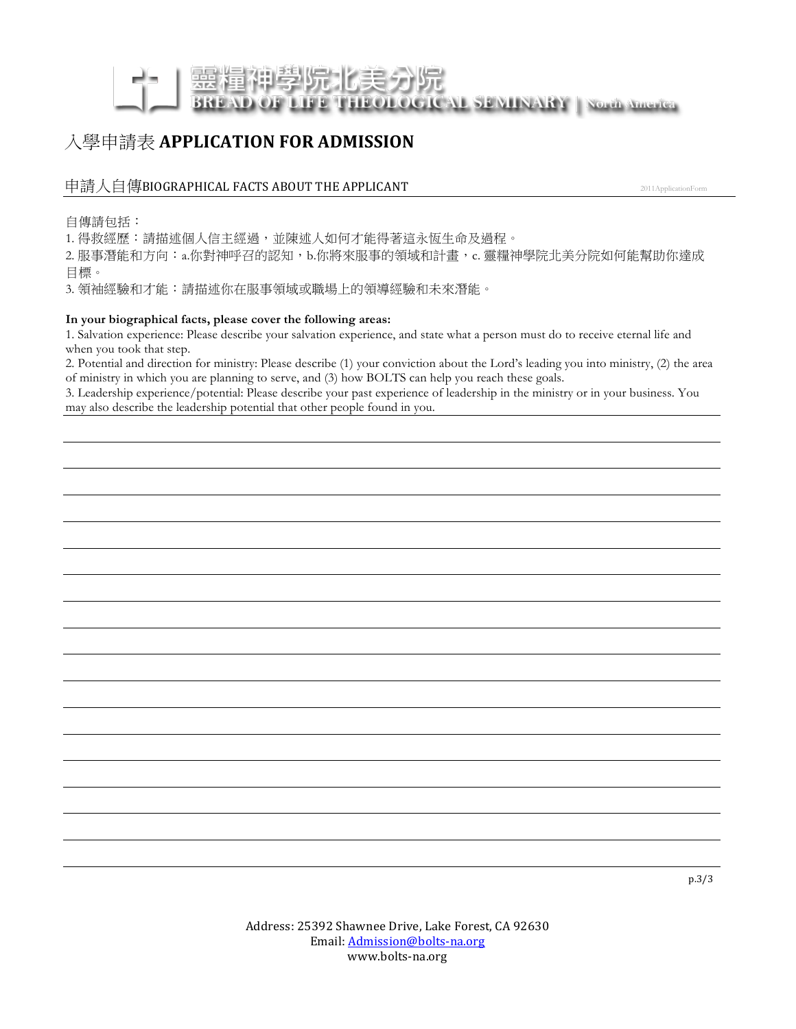# 靈糧神學院北美分院
BREAD OF LIFE THEOLOGICAL SEMINARY | North America

## 入學申請表 APPLICATION FOR ADMISSION

### 申請人自傳BIOGRAPHICAL FACTS ABOUT THE APPLICANT

2011ApplicationForm

自傳請包括：

1. 得救經歷：請描述個人信主經過，並陳述人如何才能得著這永恆生命及過程。
2. 服事潛能和方向：a.你對神呼召的認知，b.你將來服事的領域和計畫，c. 靈糧神學院北美分院如何能幫助你達成目標。
3. 領袖經驗和才能：請描述你在服事領域或職場上的領導經驗和未來潛能。

**In your biographical facts, please cover the following areas:**

1. Salvation experience: Please describe your salvation experience, and state what a person must do to receive eternal life and when you took that step.
2. Potential and direction for ministry: Please describe (1) your conviction about the Lord's leading you into ministry, (2) the area of ministry in which you are planning to serve, and (3) how BOLTS can help you reach these goals.
3. Leadership experience/potential: Please describe your past experience of leadership in the ministry or in your business. You may also describe the leadership potential that other people found in you.

Address: 25392 Shawnee Drive, Lake Forest, CA 92630
Email: Admission@bolts-na.org
www.bolts-na.org